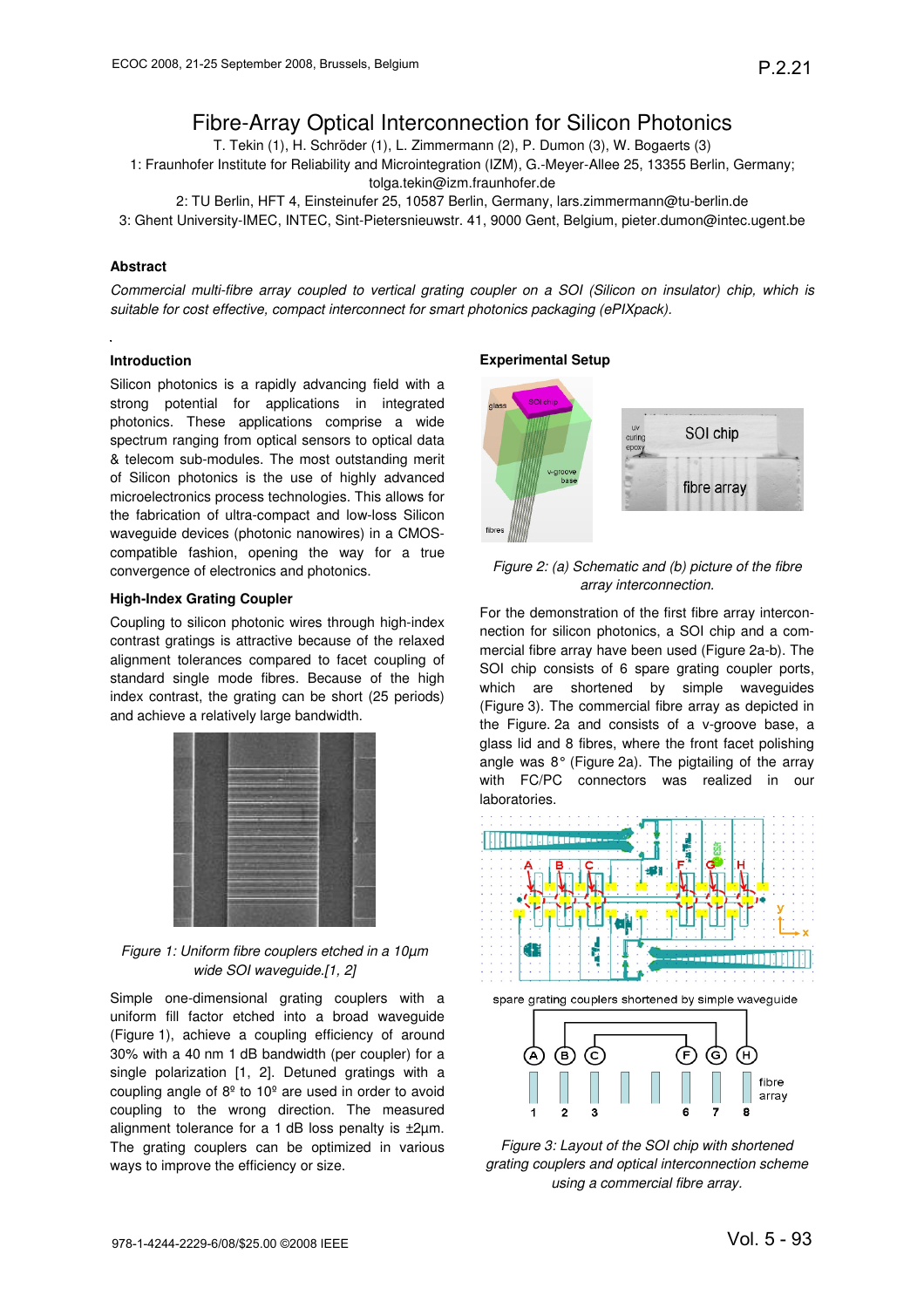# Fibre-Array Optical Interconnection for Silicon Photonics

T. Tekin (1), H. Schröder (1), L. Zimmermann (2), P. Dumon (3), W. Bogaerts (3)

1: Fraunhofer Institute for Reliability and Microintegration (IZM), G.-Meyer-Allee 25, 13355 Berlin, Germany; tolga.tekin@izm.fraunhofer.de

2: TU Berlin, HFT 4, Einsteinufer 25, 10587 Berlin, Germany, lars.zimmermann@tu-berlin.de

3: Ghent University-IMEC, INTEC, Sint-Pietersnieuwstr. 41, 9000 Gent, Belgium, pieter.dumon@intec.ugent.be

## Abstract

*Commercial multi-fibre array coupled to vertical grating coupler on a SOI (Silicon on insulator) chip, which is suitable for cost effective, compact interconnect for smart photonics packaging (ePIXpack).*

## Introduction

Silicon photonics is a rapidly advancing field with a strong potential for applications in integrated photonics. These applications comprise a wide spectrum ranging from optical sensors to optical data & telecom sub-modules. The most outstanding merit of Silicon photonics is the use of highly advanced microelectronics process technologies. This allows for the fabrication of ultra-compact and low-loss Silicon waveguide devices (photonic nanowires) in a CMOS-compatible fashion, opening the way for a true convergence of electronics and photonics.

### High-Index Grating Coupler

Coupling to silicon photonic wires through high-index contrast gratings is attractive because of the relaxed alignment tolerances compared to facet coupling of standard single mode fibres. Because of the high index contrast, the grating can be short (25 periods) and achieve a relatively large bandwidth.

*Figure 1: Uniform fibre couplers etched in a 10µm wide SOI waveguide.[1, 2]*

Simple one-dimensional grating couplers with a uniform fill factor etched into a broad waveguide (Figure 1), achieve a coupling efficiency of around 30% with a 40 nm 1 dB bandwidth (per coupler) for a single polarization [1, 2]. Detuned gratings with a coupling angle of 8º to 10º are used in order to avoid coupling to the wrong direction. The measured alignment tolerance for a 1 dB loss penalty is ±2µm. The grating couplers can be optimized in various ways to improve the efficiency or size.

## Experimental Setup

*Figure 2: (a) Schematic and (b) picture of the fibre array interconnection.*

For the demonstration of the first fibre array interconnection for silicon photonics, a SOI chip and a commercial fibre array have been used (Figure 2a-b). The SOI chip consists of 6 spare grating coupler ports, which are shortened by simple waveguides (Figure 3). The commercial fibre array as depicted in the Figure. 2a and consists of a v-groove base, a glass lid and 8 fibres, where the front facet polishing angle was 8° (Figure 2a). The pigtailing of the array with FC/PC connectors was realized in our laboratories.

*Figure 3: Layout of the SOI chip with shortened grating couplers and optical interconnection scheme using a commercial fibre array.*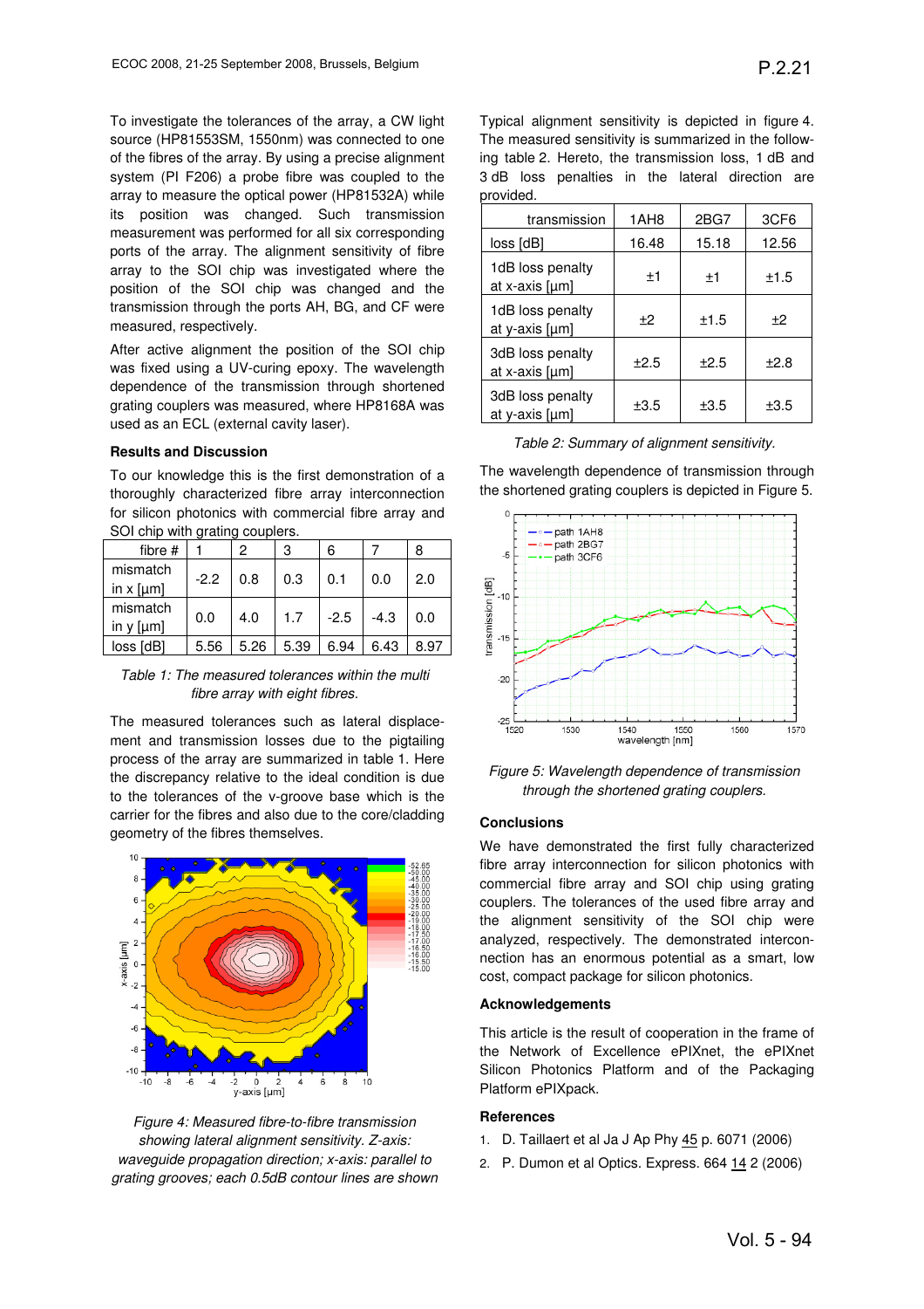To investigate the tolerances of the array, a CW light source (HP81553SM, 1550nm) was connected to one of the fibres of the array. By using a precise alignment system (PI F206) a probe fibre was coupled to the array to measure the optical power (HP81532A) while its position was changed. Such transmission measurement was performed for all six corresponding ports of the array. The alignment sensitivity of fibre array to the SOI chip was investigated where the position of the SOI chip was changed and the transmission through the ports AH, BG, and CF were measured, respectively.

After active alignment the position of the SOI chip was fixed using a UV-curing epoxy. The wavelength dependence of the transmission through shortened grating couplers was measured, where HP8168A was used as an ECL (external cavity laser).

### Results and Discussion

To our knowledge this is the first demonstration of a thoroughly characterized fibre array interconnection for silicon photonics with commercial fibre array and SOI chip with grating couplers.

| fibre # | 1 | 2 | 3 | 6 | 7 | 8 |
|---|---|---|---|---|---|---|
| mismatch in x [µm] | -2.2 | 0.8 | 0.3 | 0.1 | 0.0 | 2.0 |
| mismatch in y [µm] | 0.0 | 4.0 | 1.7 | -2.5 | -4.3 | 0.0 |
| loss [dB] | 5.56 | 5.26 | 5.39 | 6.94 | 6.43 | 8.97 |

*Table 1: The measured tolerances within the multi fibre array with eight fibres.*

The measured tolerances such as lateral displacement and transmission losses due to the pigtailing process of the array are summarized in table 1. Here the discrepancy relative to the ideal condition is due to the tolerances of the v-groove base which is the carrier for the fibres and also due to the core/cladding geometry of the fibres themselves.

10
8
6
4
2
0
-2
-4
-6
-8
-10
x-axis [µm]
-10 -8 -6 -4 -2 0 2 4 6 8 10
y-axis [µm]
-52.65
-50.00
-45.00
-40.00
-35.00
-30.00
-25.00
-20.00
-19.00
-18.00
-17.50
-17.00
-16.50
-16.00
-15.50
-15.00

*Figure 4: Measured fibre-to-fibre transmission showing lateral alignment sensitivity. Z-axis: waveguide propagation direction; x-axis: parallel to grating grooves; each 0.5dB contour lines are shown*

Typical alignment sensitivity is depicted in figure 4. The measured sensitivity is summarized in the following table 2. Hereto, the transmission loss, 1 dB and 3 dB loss penalties in the lateral direction are provided.

| transmission | 1AH8 | 2BG7 | 3CF6 |
|---|---|---|---|
| loss [dB] | 16.48 | 15.18 | 12.56 |
| 1dB loss penalty at x-axis [µm] | ±1 | ±1 | ±1.5 |
| 1dB loss penalty at y-axis [µm] | ±2 | ±1.5 | ±2 |
| 3dB loss penalty at x-axis [µm] | ±2.5 | ±2.5 | ±2.8 |
| 3dB loss penalty at y-axis [µm] | ±3.5 | ±3.5 | ±3.5 |

*Table 2: Summary of alignment sensitivity.*

The wavelength dependence of transmission through the shortened grating couplers is depicted in Figure 5.

path 1AH8
path 2BG7
path 3CF6
transmission [dB]
0
-5
-10
-15
-20
-25
1520 1530 1540 1550 1560 1570
wavelength [nm]

*Figure 5: Wavelength dependence of transmission through the shortened grating couplers.*

### Conclusions

We have demonstrated the first fully characterized fibre array interconnection for silicon photonics with commercial fibre array and SOI chip using grating couplers. The tolerances of the used fibre array and the alignment sensitivity of the SOI chip were analyzed, respectively. The demonstrated interconnection has an enormous potential as a smart, low cost, compact package for silicon photonics.

### Acknowledgements

This article is the result of cooperation in the frame of the Network of Excellence ePIXnet, the ePIXnet Silicon Photonics Platform and of the Packaging Platform ePIXpack.

### References

1. D. Taillaert et al Ja J Ap Phy 45 p. 6071 (2006)
2. P. Dumon et al Optics. Express. 664 14 2 (2006)